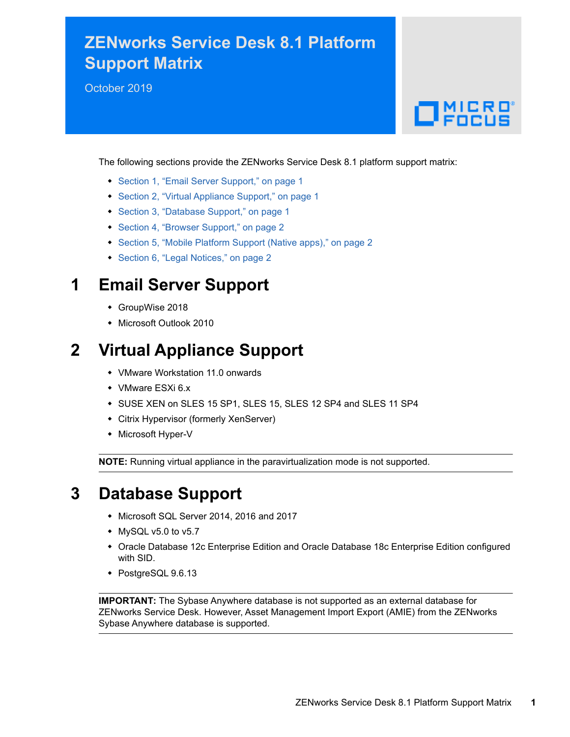# ZENworks Service Desk 8.1 Platform Support Matrix

October 2019

The following sections provide the ZENworks Service Desk 8.1 platform support matrix:

- Section 1, “Email Server Support,” on page 1
- Section 2, “Virtual Appliance Support,” on page 1
- Section 3, “Database Support,” on page 1
- Section 4, “Browser Support,” on page 2
- Section 5, “Mobile Platform Support (Native apps),” on page 2
- Section 6, “Legal Notices,” on page 2

## 1 Email Server Support

- GroupWise 2018
- Microsoft Outlook 2010

## 2 Virtual Appliance Support

- VMware Workstation 11.0 onwards
- VMware ESXi 6.x
- SUSE XEN on SLES 15 SP1, SLES 15, SLES 12 SP4 and SLES 11 SP4
- Citrix Hypervisor (formerly XenServer)
- Microsoft Hyper-V

**NOTE:** Running virtual appliance in the paravirtualization mode is not supported.

## 3 Database Support

- Microsoft SQL Server 2014, 2016 and 2017
- MySQL v5.0 to v5.7
- Oracle Database 12c Enterprise Edition and Oracle Database 18c Enterprise Edition configured with SID.
- PostgreSQL 9.6.13

**IMPORTANT:** The Sybase Anywhere database is not supported as an external database for ZENworks Service Desk. However, Asset Management Import Export (AMIE) from the ZENworks Sybase Anywhere database is supported.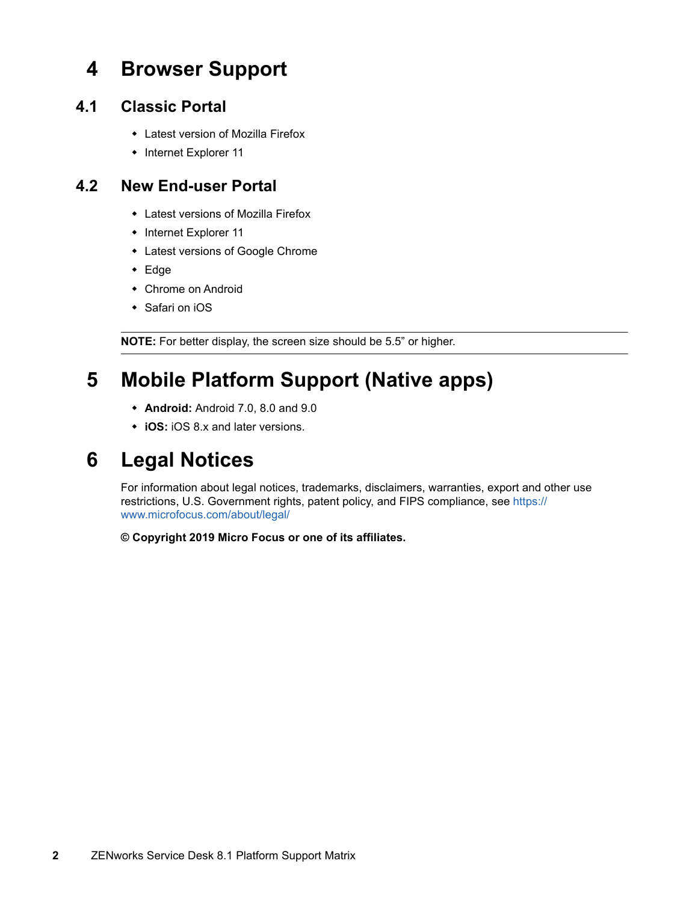# 4 Browser Support

## 4.1 Classic Portal

- Latest version of Mozilla Firefox
- Internet Explorer 11

## 4.2 New End-user Portal

- Latest versions of Mozilla Firefox
- Internet Explorer 11
- Latest versions of Google Chrome
- Edge
- Chrome on Android
- Safari on iOS

**NOTE:** For better display, the screen size should be 5.5” or higher.

# 5 Mobile Platform Support (Native apps)

- **Android:** Android 7.0, 8.0 and 9.0
- **iOS:** iOS 8.x and later versions.

# 6 Legal Notices

For information about legal notices, trademarks, disclaimers, warranties, export and other use restrictions, U.S. Government rights, patent policy, and FIPS compliance, see https://www.microfocus.com/about/legal/

**© Copyright 2019 Micro Focus or one of its affiliates.**